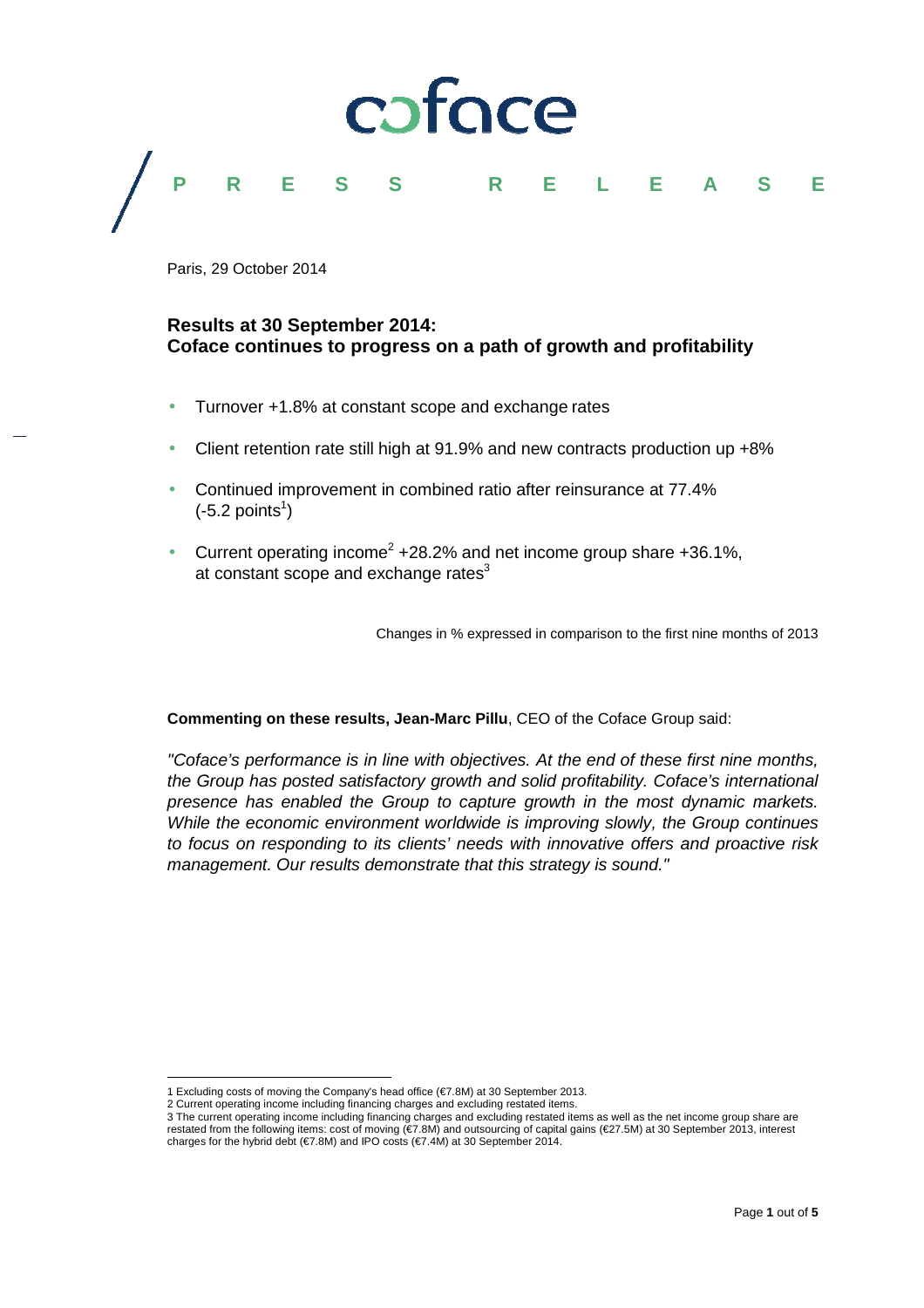# coface

# PRESS RELEASE

Paris, 29 October 2014

## Results at 30 September 2014:
## Coface continues to progress on a path of growth and profitability

- Turnover +1.8% at constant scope and exchange rates
- Client retention rate still high at 91.9% and new contracts production up +8%
- Continued improvement in combined ratio after reinsurance at 77.4% (-5.2 points[1])
- Current operating income[2] +28.2% and net income group share +36.1%, at constant scope and exchange rates[3]

Changes in % expressed in comparison to the first nine months of 2013

**Commenting on these results, Jean-Marc Pillu**, CEO of the Coface Group said:

*"Coface's performance is in line with objectives. At the end of these first nine months, the Group has posted satisfactory growth and solid profitability. Coface's international presence has enabled the Group to capture growth in the most dynamic markets. While the economic environment worldwide is improving slowly, the Group continues to focus on responding to its clients' needs with innovative offers and proactive risk management. Our results demonstrate that this strategy is sound."*

---

1 Excluding costs of moving the Company's head office (€7.8M) at 30 September 2013.

2 Current operating income including financing charges and excluding restated items.

3 The current operating income including financing charges and excluding restated items as well as the net income group share are restated from the following items: cost of moving (€7.8M) and outsourcing of capital gains (€27.5M) at 30 September 2013, interest charges for the hybrid debt (€7.8M) and IPO costs (€7.4M) at 30 September 2014.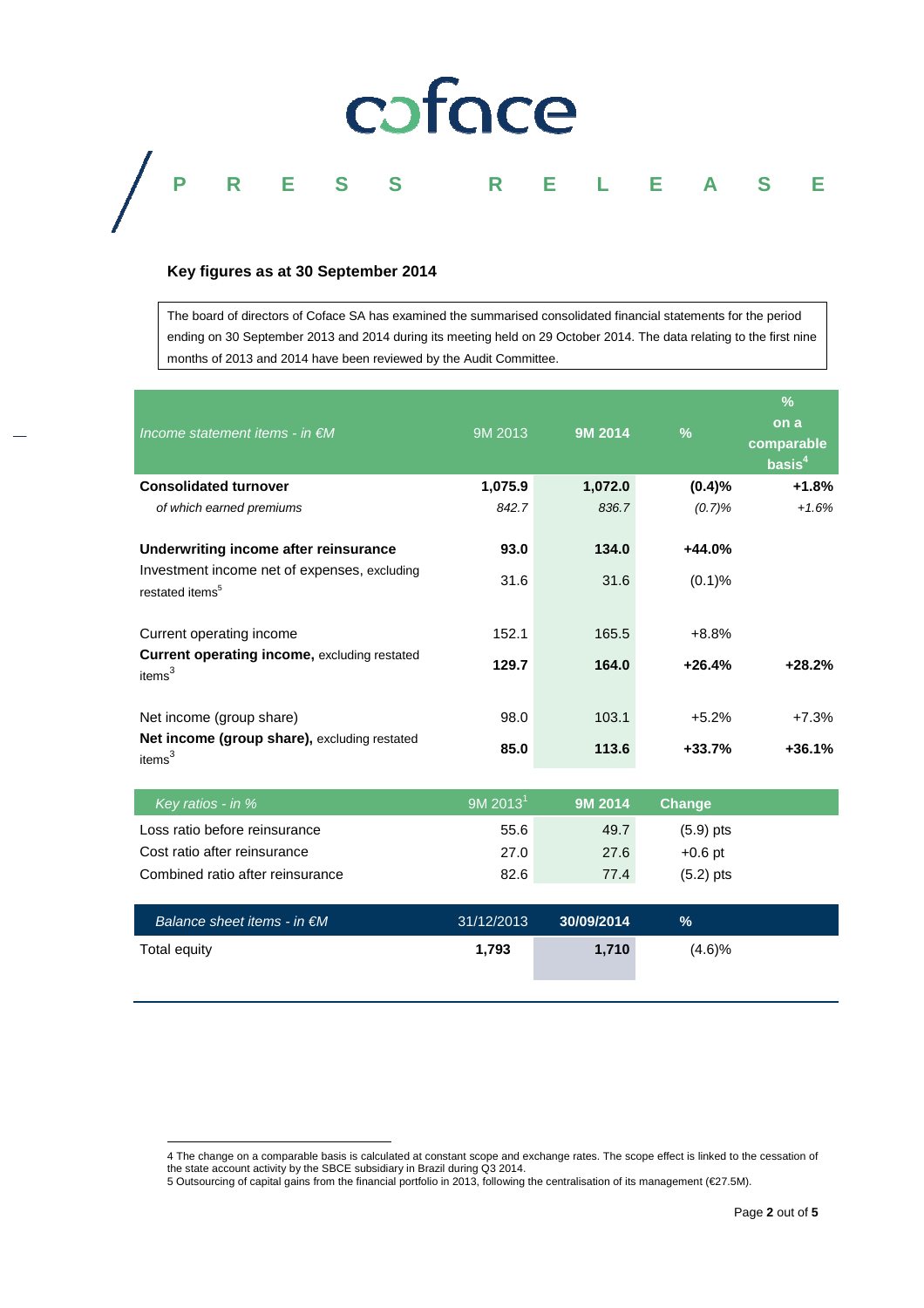## Key figures as at 30 September 2014

The board of directors of Coface SA has examined the summarised consolidated financial statements for the period ending on 30 September 2013 and 2014 during its meeting held on 29 October 2014. The data relating to the first nine months of 2013 and 2014 have been reviewed by the Audit Committee.

| *Income statement items - in €M* | 9M 2013 | **9M 2014** | **%** | **% on a comparable basis**[4] |
|---|---|---|---|---|
| **Consolidated turnover** | **1,075.9** | **1,072.0** | **(0.4)%** | **+1.8%** |
| *of which earned premiums* | *842.7* | *836.7* | *(0.7)%* | *+1.6%* |
| **Underwriting income after reinsurance** | **93.0** | **134.0** | **+44.0%** | |
| Investment income net of expenses, excluding restated items[5] | 31.6 | 31.6 | (0.1)% | |
| Current operating income | 152.1 | 165.5 | +8.8% | |
| **Current operating income,** excluding restated items[3] | **129.7** | **164.0** | **+26.4%** | **+28.2%** |
| Net income (group share) | 98.0 | 103.1 | +5.2% | +7.3% |
| **Net income (group share),** excluding restated items[3] | **85.0** | **113.6** | **+33.7%** | **+36.1%** |

| *Key ratios - in %* | 9M 2013[1] | **9M 2014** | **Change** |
|---|---|---|---|
| Loss ratio before reinsurance | 55.6 | 49.7 | (5.9) pts |
| Cost ratio after reinsurance | 27.0 | 27.6 | +0.6 pt |
| Combined ratio after reinsurance | 82.6 | 77.4 | (5.2) pts |

| *Balance sheet items - in €M* | 31/12/2013 | **30/09/2014** | **%** |
|---|---|---|---|
| Total equity | **1,793** | **1,710** | (4.6)% |

4 The change on a comparable basis is calculated at constant scope and exchange rates. The scope effect is linked to the cessation of the state account activity by the SBCE subsidiary in Brazil during Q3 2014.
5 Outsourcing of capital gains from the financial portfolio in 2013, following the centralisation of its management (€27.5M).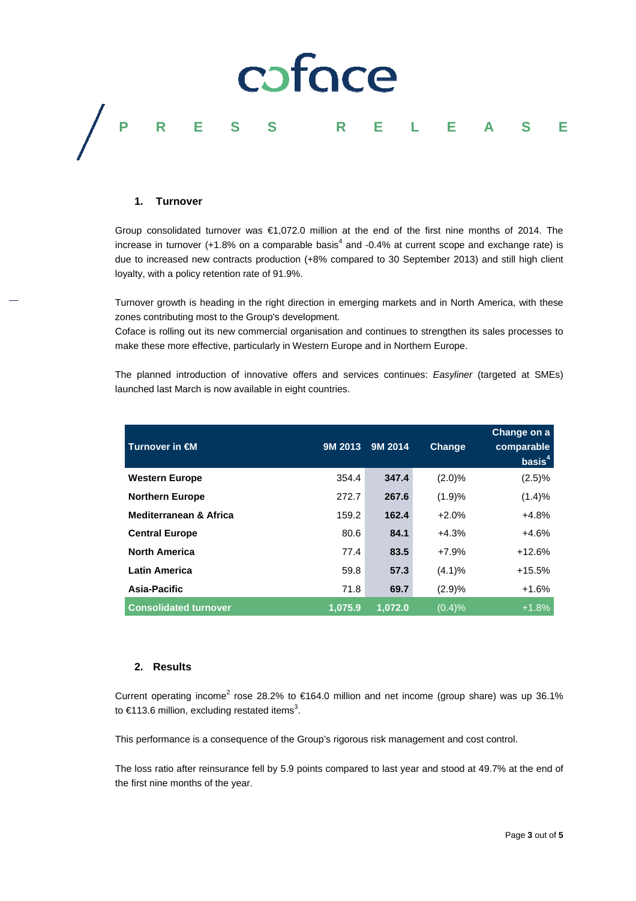## 1. Turnover

Group consolidated turnover was €1,072.0 million at the end of the first nine months of 2014. The increase in turnover (+1.8% on a comparable basis[4] and -0.4% at current scope and exchange rate) is due to increased new contracts production (+8% compared to 30 September 2013) and still high client loyalty, with a policy retention rate of 91.9%.

Turnover growth is heading in the right direction in emerging markets and in North America, with these zones contributing most to the Group's development.

Coface is rolling out its new commercial organisation and continues to strengthen its sales processes to make these more effective, particularly in Western Europe and in Northern Europe.

The planned introduction of innovative offers and services continues: *Easyliner* (targeted at SMEs) launched last March is now available in eight countries.

| Turnover in €M | 9M 2013 | 9M 2014 | Change | Change on a comparable basis[4] |
|---|---|---|---|---|
| **Western Europe** | 354.4 | **347.4** | (2.0)% | (2.5)% |
| **Northern Europe** | 272.7 | **267.6** | (1.9)% | (1.4)% |
| **Mediterranean & Africa** | 159.2 | **162.4** | +2.0% | +4.8% |
| **Central Europe** | 80.6 | **84.1** | +4.3% | +4.6% |
| **North America** | 77.4 | **83.5** | +7.9% | +12.6% |
| **Latin America** | 59.8 | **57.3** | (4.1)% | +15.5% |
| **Asia-Pacific** | 71.8 | **69.7** | (2.9)% | +1.6% |
| **Consolidated turnover** | **1,075.9** | **1,072.0** | (0.4)% | +1.8% |

## 2. Results

Current operating income[2] rose 28.2% to €164.0 million and net income (group share) was up 36.1% to €113.6 million, excluding restated items[3].

This performance is a consequence of the Group's rigorous risk management and cost control.

The loss ratio after reinsurance fell by 5.9 points compared to last year and stood at 49.7% at the end of the first nine months of the year.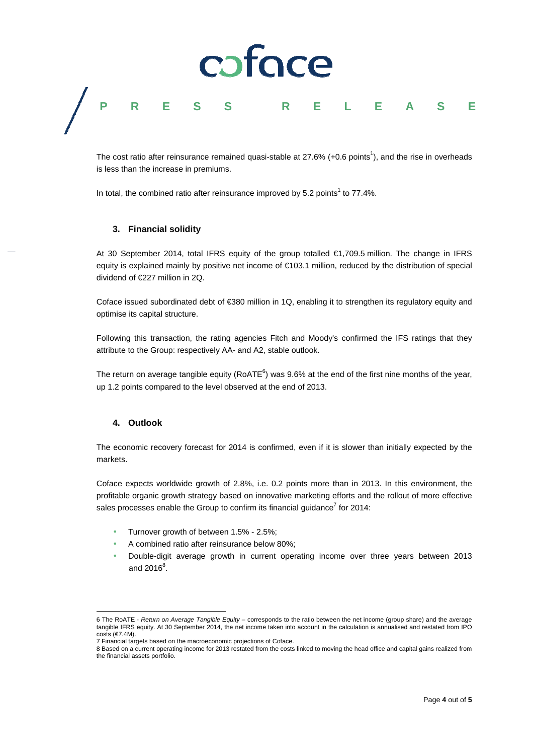The cost ratio after reinsurance remained quasi-stable at 27.6% (+0.6 points[1]), and the rise in overheads is less than the increase in premiums.

In total, the combined ratio after reinsurance improved by 5.2 points[1] to 77.4%.

### 3. Financial solidity

At 30 September 2014, total IFRS equity of the group totalled €1,709.5 million. The change in IFRS equity is explained mainly by positive net income of €103.1 million, reduced by the distribution of special dividend of €227 million in 2Q.

Coface issued subordinated debt of €380 million in 1Q, enabling it to strengthen its regulatory equity and optimise its capital structure.

Following this transaction, the rating agencies Fitch and Moody's confirmed the IFS ratings that they attribute to the Group: respectively AA- and A2, stable outlook.

The return on average tangible equity (RoATE[6]) was 9.6% at the end of the first nine months of the year, up 1.2 points compared to the level observed at the end of 2013.

### 4. Outlook

The economic recovery forecast for 2014 is confirmed, even if it is slower than initially expected by the markets.

Coface expects worldwide growth of 2.8%, i.e. 0.2 points more than in 2013. In this environment, the profitable organic growth strategy based on innovative marketing efforts and the rollout of more effective sales processes enable the Group to confirm its financial guidance[7] for 2014:

- Turnover growth of between 1.5% - 2.5%;
- A combined ratio after reinsurance below 80%;
- Double-digit average growth in current operating income over three years between 2013 and 2016[8].

---

6 The RoATE - *Return on Average Tangible Equity* – corresponds to the ratio between the net income (group share) and the average tangible IFRS equity. At 30 September 2014, the net income taken into account in the calculation is annualised and restated from IPO costs (€7.4M).

7 Financial targets based on the macroeconomic projections of Coface.

8 Based on a current operating income for 2013 restated from the costs linked to moving the head office and capital gains realized from the financial assets portfolio.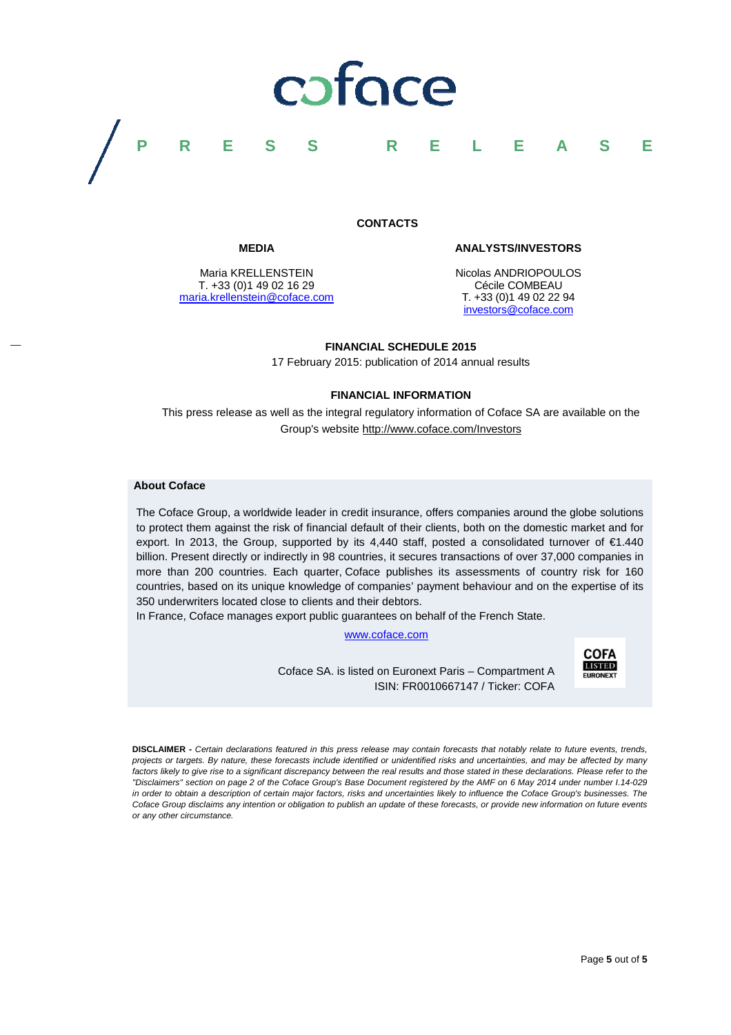# PRESS RELEASE

**CONTACTS**

**MEDIA**

Maria KRELLENSTEIN
T. +33 (0)1 49 02 16 29
maria.krellenstein@coface.com

**ANALYSTS/INVESTORS**

Nicolas ANDRIOPOULOS
Cécile COMBEAU
T. +33 (0)1 49 02 22 94
investors@coface.com

**FINANCIAL SCHEDULE 2015**

17 February 2015: publication of 2014 annual results

**FINANCIAL INFORMATION**

This press release as well as the integral regulatory information of Coface SA are available on the Group's website http://www.coface.com/Investors

**About Coface**

The Coface Group, a worldwide leader in credit insurance, offers companies around the globe solutions to protect them against the risk of financial default of their clients, both on the domestic market and for export. In 2013, the Group, supported by its 4,440 staff, posted a consolidated turnover of €1.440 billion. Present directly or indirectly in 98 countries, it secures transactions of over 37,000 companies in more than 200 countries. Each quarter, Coface publishes its assessments of country risk for 160 countries, based on its unique knowledge of companies' payment behaviour and on the expertise of its 350 underwriters located close to clients and their debtors.
In France, Coface manages export public guarantees on behalf of the French State.

www.coface.com

Coface SA. is listed on Euronext Paris – Compartment A
ISIN: FR0010667147 / Ticker: COFA

COFA LISTED EURONEXT

**DISCLAIMER -** *Certain declarations featured in this press release may contain forecasts that notably relate to future events, trends, projects or targets. By nature, these forecasts include identified or unidentified risks and uncertainties, and may be affected by many factors likely to give rise to a significant discrepancy between the real results and those stated in these declarations. Please refer to the "Disclaimers" section on page 2 of the Coface Group's Base Document registered by the AMF on 6 May 2014 under number I.14-029 in order to obtain a description of certain major factors, risks and uncertainties likely to influence the Coface Group's businesses. The Coface Group disclaims any intention or obligation to publish an update of these forecasts, or provide new information on future events or any other circumstance.*